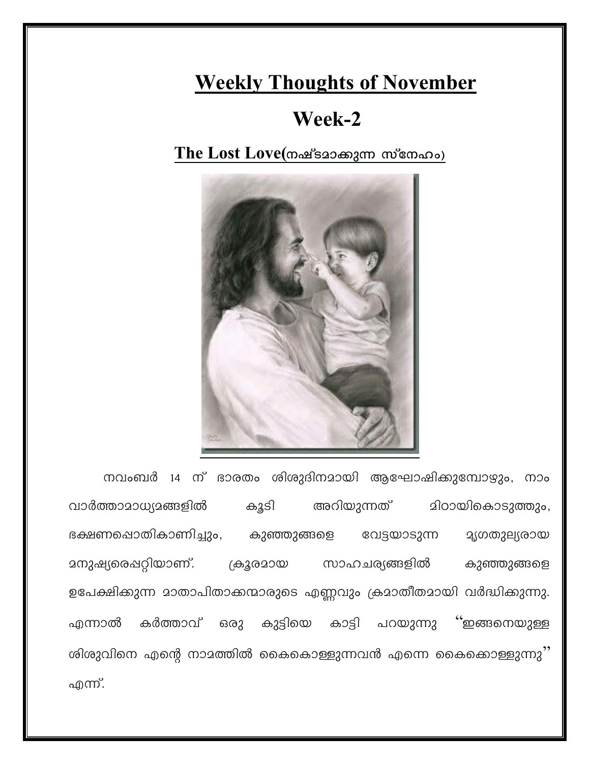# Weekly Thoughts of November

## Week-2

### The Lost Love(നഷ്ടമാക്കുന്ന സ്നേഹം)

നവംബർ 14 ന് ഭാരതം ശിശുദിനമായി ആഘോഷിക്കുമ്പോഴും, നാം വാർത്താമാധ്യമങ്ങളിൽ കൂടി അറിയുന്നത് മിഠായികൊടുത്തും, ഭക്ഷണപൊതികാണിച്ചും, കുഞ്ഞുങ്ങളെ വേട്ടയാടുന്ന മൃഗതുല്യരായ മനുഷ്യരെപ്പറ്റിയാണ്. ക്രൂരമായ സാഹചര്യങ്ങളിൽ കുഞ്ഞുങ്ങളെ ഉപേക്ഷിക്കുന്ന മാതാപിതാക്കന്മാരുടെ എണ്ണവും ക്രമാതീതമായി വർദ്ധിക്കുന്നു. എന്നാൽ കർത്താവ് ഒരു കുട്ടിയെ കാട്ടി പറയുന്നു "ഇങ്ങനെയുള്ള ശിശുവിനെ എന്റെ നാമത്തിൽ കൈകൊള്ളുന്നവൻ എന്നെ കൈക്കൊള്ളുന്നു" എന്ന്.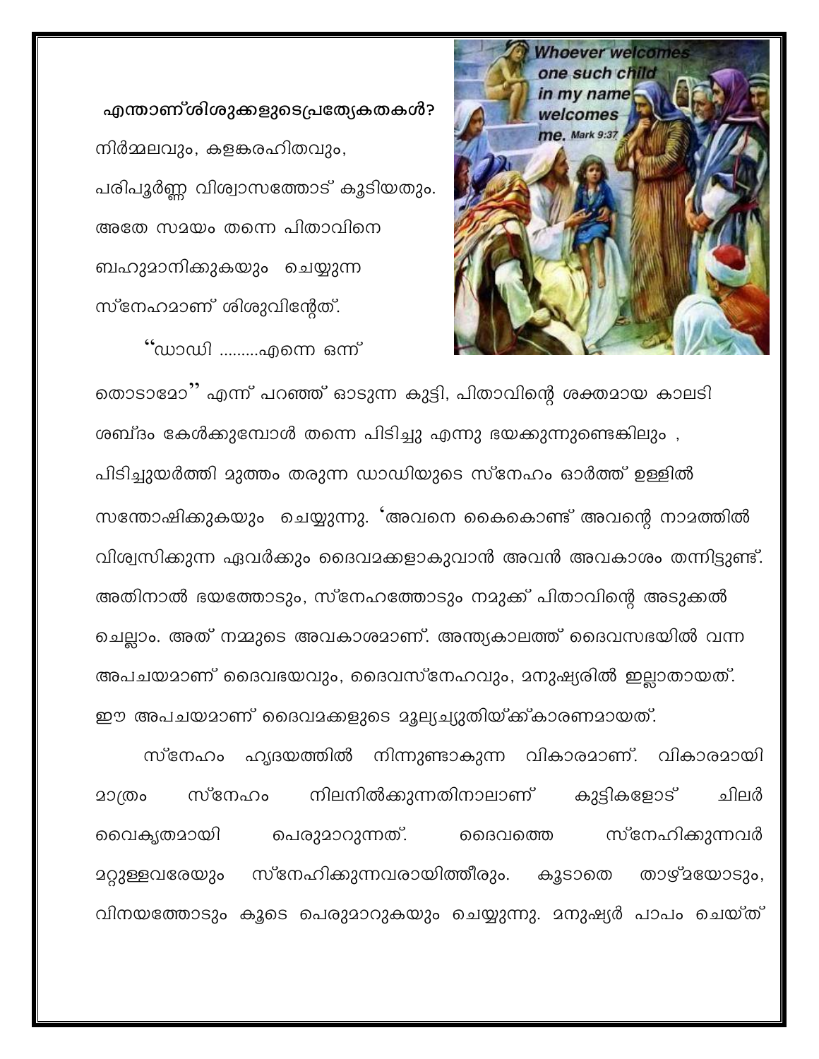**എന്താണ്ശിശുക്കളുടെപ്രത്യേകതകൾ?**

നിർമ്മലവും, കളങ്കരഹിതവും, പരിപൂർണ്ണ വിശ്വാസത്തോട് കൂടിയതും. അതേ സമയം തന്നെ പിതാവിനെ ബഹുമാനിക്കുകയും ചെയ്യുന്ന സ്നേഹമാണ് ശിശുവിന്റേത്.

"ഡാഡി .........എന്നെ ഒന്ന് തൊടാമോ" എന്ന് പറഞ്ഞ് ഓടുന്ന കുട്ടി, പിതാവിന്റെ ശക്തമായ കാലടി ശബ്ദം കേൾക്കുമ്പോൾ തന്നെ പിടിച്ചു എന്നു ഭയക്കുന്നുണ്ടെങ്കിലും , പിടിച്ചുയർത്തി മുത്തം തരുന്ന ഡാഡിയുടെ സ്നേഹം ഓർത്ത് ഉള്ളിൽ സന്തോഷിക്കുകയും ചെയ്യുന്നു. 'അവനെ കൈകൊണ്ട് അവന്റെ നാമത്തിൽ വിശ്വസിക്കുന്ന ഏവർക്കും ദൈവമക്കളാകുവാൻ അവൻ അവകാശം തന്നിട്ടുണ്ട്. അതിനാൽ ഭയത്തോടും, സ്നേഹത്തോടും നമുക്ക് പിതാവിന്റെ അടുക്കൽ ചെല്ലാം. അത് നമ്മുടെ അവകാശമാണ്. അന്ത്യകാലത്ത് ദൈവസഭയിൽ വന്ന അപചയമാണ് ദൈവഭയവും, ദൈവസ്നേഹവും, മനുഷ്യരിൽ ഇല്ലാതായത്. ഈ അപചയമാണ് ദൈവമക്കളുടെ മൂല്യച്യുതിയ്ക്ക്കാരണമായത്.

സ്നേഹം ഹൃദയത്തിൽ നിന്നുണ്ടാകുന്ന വികാരമാണ്. വികാരമായി മാത്രം സ്നേഹം നിലനിൽക്കുന്നതിനാലാണ് കുട്ടികളോട് ചിലർ വൈകൃതമായി പെരുമാറുന്നത്. ദൈവത്തെ സ്നേഹിക്കുന്നവർ മറ്റുള്ളവരേയും സ്നേഹിക്കുന്നവരായിത്തീരും. കൂടാതെ താഴ്മയോടും, വിനയത്തോടും കൂടെ പെരുമാറുകയും ചെയ്യുന്നു. മനുഷ്യർ പാപം ചെയ്ത്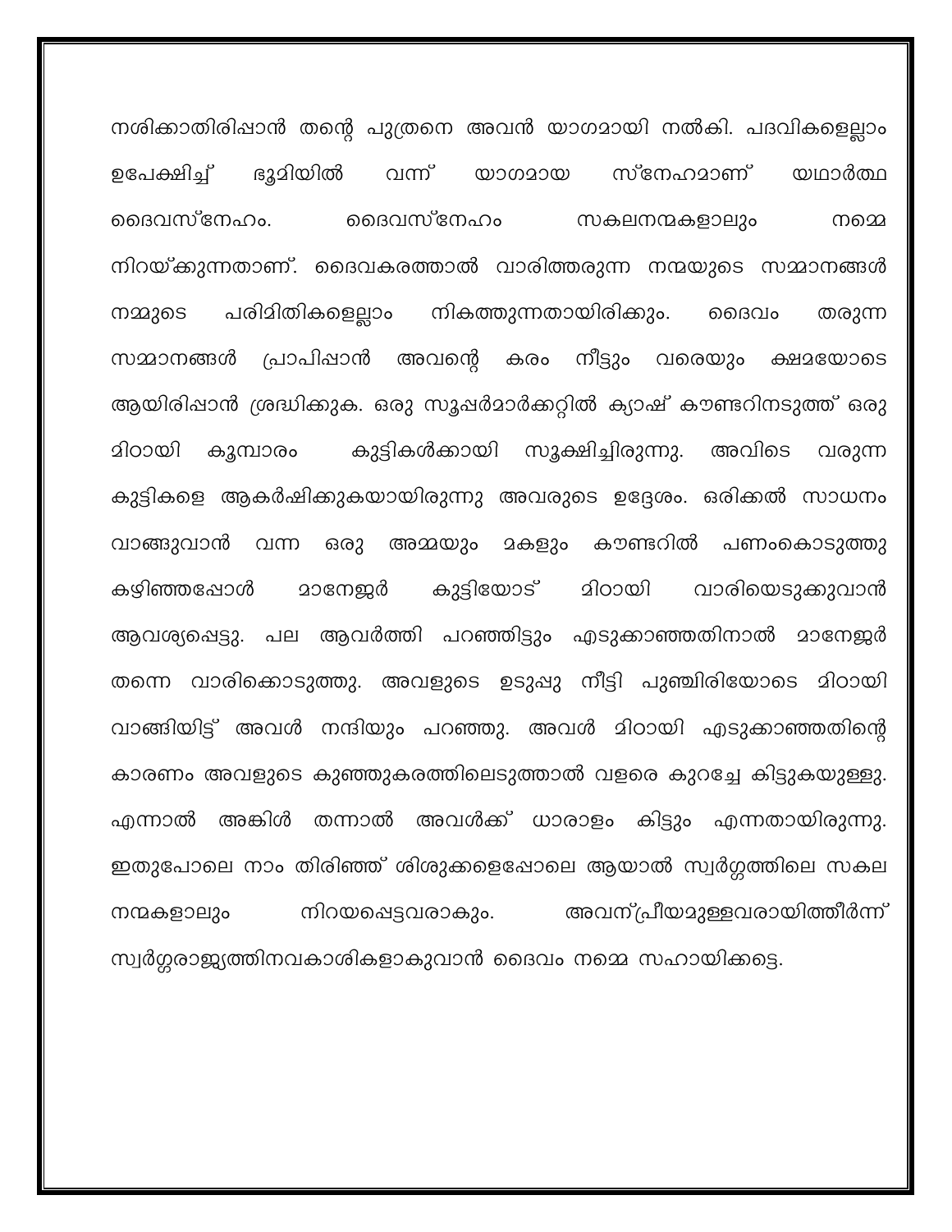നശിക്കാതിരിപ്പാൻ തന്റെ പുത്രനെ അവൻ യാഗമായി നൽകി. പദവികളെല്ലാം ഉപേക്ഷിച്ച് ഭൂമിയിൽ വന്ന് യാഗമായ സ്നേഹമാണ് യഥാർത്ഥ ദൈവസ്നേഹം. ദൈവസ്നേഹം സകലനന്മകളാലും നമ്മെ നിറയ്ക്കുന്നതാണ്. ദൈവകരത്താൽ വാരിത്തരുന്ന നന്മയുടെ സമ്മാനങ്ങൾ നമ്മുടെ പരിമിതികളെല്ലാം നികത്തുന്നതായിരിക്കും. ദൈവം തരുന്ന സമ്മാനങ്ങൾ പ്രാപിപ്പാൻ അവന്റെ കരം നീട്ടും വരെയും ക്ഷമയോടെ ആയിരിപ്പാൻ ശ്രദ്ധിക്കുക. ഒരു സൂപ്പർമാർക്കറ്റിൽ ക്യാഷ് കൗണ്ടറിനടുത്ത് ഒരു മിഠായി കൂമ്പാരം കുട്ടികൾക്കായി സൂക്ഷിച്ചിരുന്നു. അവിടെ വരുന്ന കുട്ടികളെ ആകർഷിക്കുകയായിരുന്നു അവരുടെ ഉദ്ദേശം. ഒരിക്കൽ സാധനം വാങ്ങുവാൻ വന്ന ഒരു അമ്മയും മകളും കൗണ്ടറിൽ പണംകൊടുത്തു കഴിഞ്ഞപ്പോൾ മാനേജർ കുട്ടിയോട് മിഠായി വാരിയെടുക്കുവാൻ ആവശ്യപ്പെട്ടു. പല ആവർത്തി പറഞ്ഞിട്ടും എടുക്കാഞ്ഞതിനാൽ മാനേജർ തന്നെ വാരിക്കൊടുത്തു. അവളുടെ ഉടുപ്പു നീട്ടി പുഞ്ചിരിയോടെ മിഠായി വാങ്ങിയിട്ട് അവൾ നന്ദിയും പറഞ്ഞു. അവൾ മിഠായി എടുക്കാഞ്ഞതിന്റെ കാരണം അവളുടെ കുഞ്ഞുകരത്തിലെടുത്താൽ വളരെ കുറച്ചേ കിട്ടുകയുള്ളൂ. എന്നാൽ അങ്കിൾ തന്നാൽ അവൾക്ക് ധാരാളം കിട്ടും എന്നതായിരുന്നു. ഇതുപോലെ നാം തിരിഞ്ഞ് ശിശുക്കളെപ്പോലെ ആയാൽ സ്വർഗ്ഗത്തിലെ സകല നന്മകളാലും നിറയപ്പെട്ടവരാകും. അവന്പ്രീയമുള്ളവരായിത്തീർന്ന് സ്വർഗ്ഗരാജ്യത്തിനവകാശികളാകുവാൻ ദൈവം നമ്മെ സഹായിക്കട്ടെ.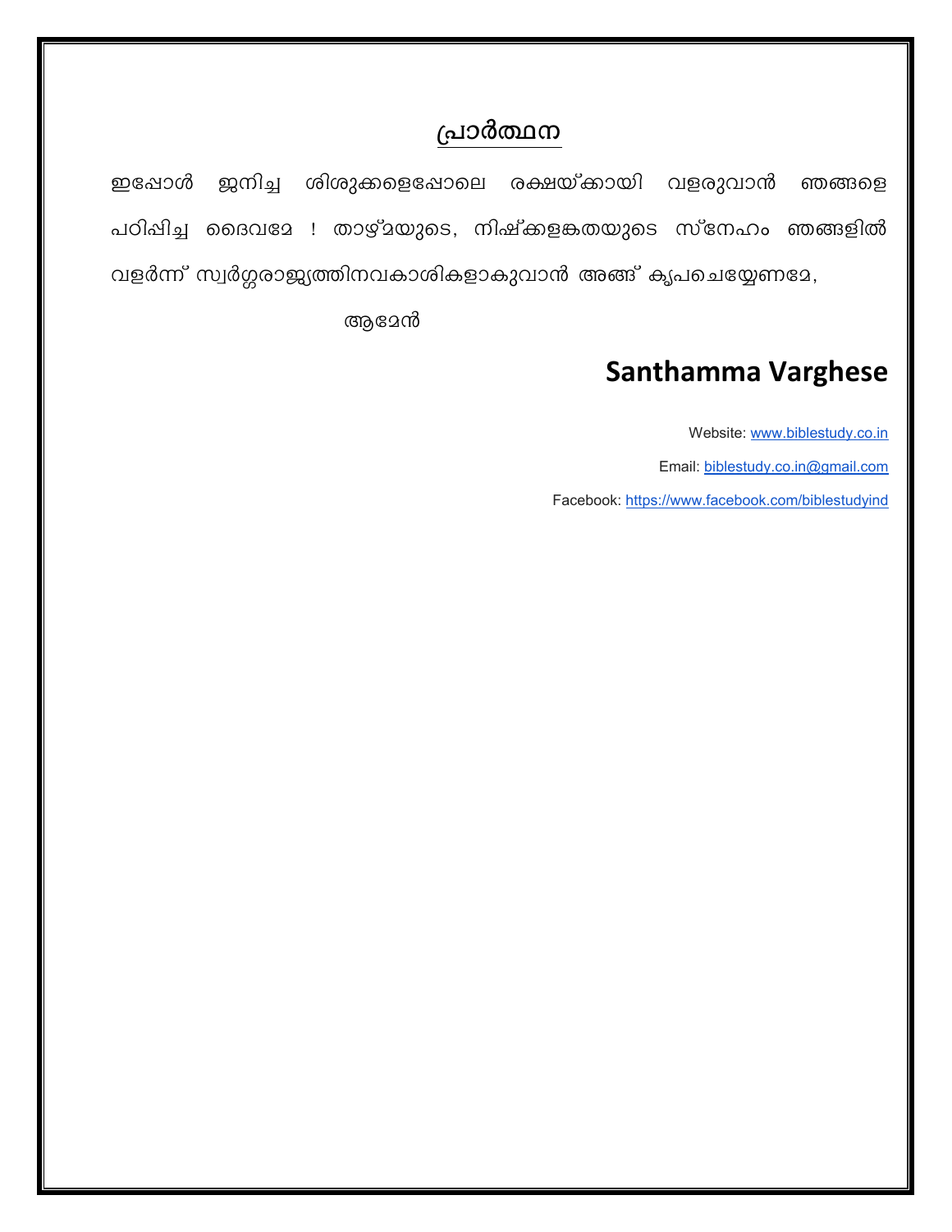## പ്രാർത്ഥന

ഇപ്പോൾ ജനിച്ച ശിശുക്കളെപ്പോലെ രക്ഷയ്ക്കായി വളരുവാൻ ഞങ്ങളെ പഠിപ്പിച്ച ദൈവമേ ! താഴ്മയുടെ, നിഷ്ക്കളങ്കതയുടെ സ്നേഹം ഞങ്ങളിൽ വളർന്ന് സ്വർഗ്ഗരാജ്യത്തിനവകാശികളാകുവാൻ അങ്ങ് കൃപചെയ്യേണമേ,

ആമേൻ

**Santhamma Varghese**

Website: www.biblestudy.co.in

Email: biblestudy.co.in@gmail.com

Facebook: https://www.facebook.com/biblestudyind